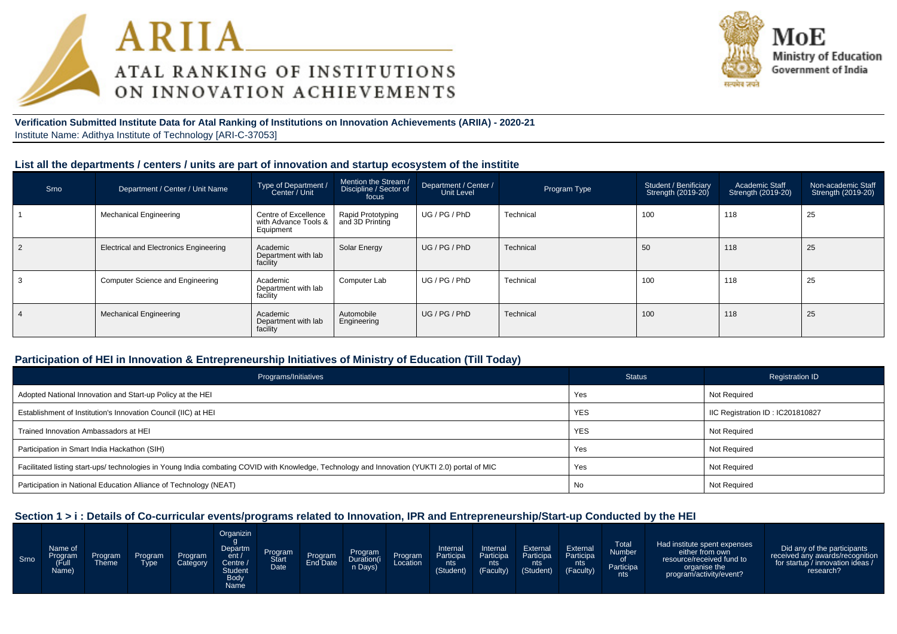# ARIIA
## ATAL RANKING OF INSTITUTIONS ON INNOVATION ACHIEVEMENTS

**MoE**
Ministry of Education
Government of India

**Verification Submitted Institute Data for Atal Ranking of Institutions on Innovation Achievements (ARIIA) - 2020-21**
Institute Name: Adithya Institute of Technology [ARI-C-37053]

### List all the departments / centers / units are part of innovation and startup ecosystem of the institite

| Srno | Department / Center / Unit Name | Type of Department / Center / Unit | Mention the Stream / Discipline / Sector of focus | Department / Center / Unit Level | Program Type | Student / Benificiary Strength (2019-20) | Academic Staff Strength (2019-20) | Non-academic Staff Strength (2019-20) |
|---|---|---|---|---|---|---|---|---|
| 1 | Mechanical Engineering | Centre of Excellence with Advance Tools & Equipment | Rapid Prototyping and 3D Printing | UG / PG / PhD | Technical | 100 | 118 | 25 |
| 2 | Electrical and Electronics Engineering | Academic Department with lab facility | Solar Energy | UG / PG / PhD | Technical | 50 | 118 | 25 |
| 3 | Computer Science and Engineering | Academic Department with lab facility | Computer Lab | UG / PG / PhD | Technical | 100 | 118 | 25 |
| 4 | Mechanical Engineering | Academic Department with lab facility | Automobile Engineering | UG / PG / PhD | Technical | 100 | 118 | 25 |

### Participation of HEI in Innovation & Entrepreneurship Initiatives of Ministry of Education (Till Today)

| Programs/Initiatives | Status | Registration ID |
|---|---|---|
| Adopted National Innovation and Start-up Policy at the HEI | Yes | Not Required |
| Establishment of Institution's Innovation Council (IIC) at HEI | YES | IIC Registration ID : IC201810827 |
| Trained Innovation Ambassadors at HEI | YES | Not Required |
| Participation in Smart India Hackathon (SIH) | Yes | Not Required |
| Facilitated listing start-ups/ technologies in Young India combating COVID with Knowledge, Technology and Innovation (YUKTI 2.0) portal of MIC | Yes | Not Required |
| Participation in National Education Alliance of Technology (NEAT) | No | Not Required |

### Section 1 > i : Details of Co-curricular events/programs related to Innovation, IPR and Entrepreneurship/Start-up Conducted by the HEI

| Srno | Name of Program (Full Name) | Program Theme | Program Type | Program Category | Organizing Department / Centre / Student Body Name | Program Start Date | Program End Date | Program Duration(in Days) | Program Location | Internal Participants (Student) | Internal Participants (Faculty) | External Participants (Student) | External Participants (Faculty) | Total Number of Participants | Had institute spent expenses either from own resource/received fund to organise the program/activity/event? | Did any of the participants received any awards/recognition for startup / innovation ideas / research? |
|---|---|---|---|---|---|---|---|---|---|---|---|---|---|---|---|---|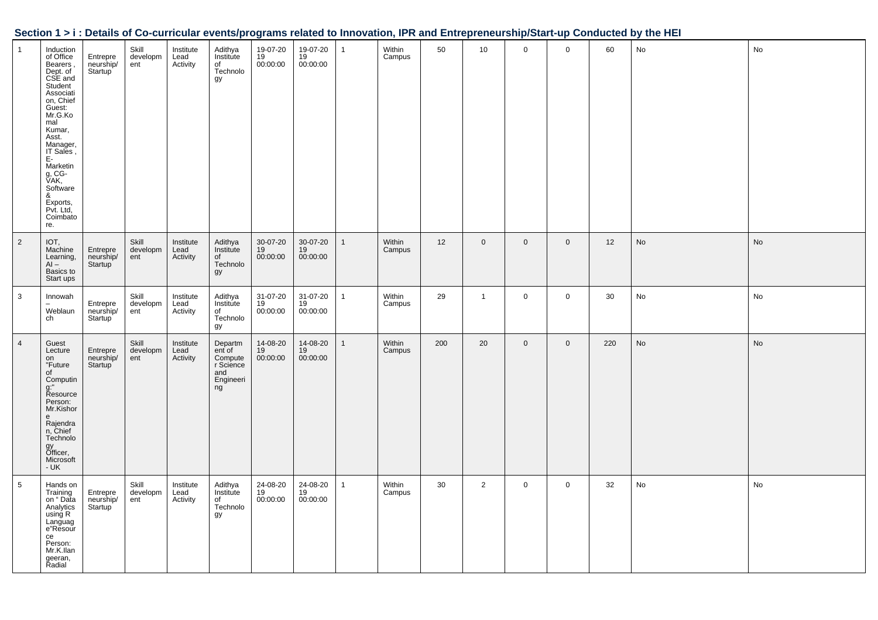## Section 1 > i : Details of Co-curricular events/programs related to Innovation, IPR and Entrepreneurship/Start-up Conducted by the HEI

| | | | | | | | | | | | | | | | | |
|---|---|---|---|---|---|---|---|---|---|---|---|---|---|---|---|---|
| 1 | Induction of Office Bearers , Dept. of CSE and Student Association, Chief Guest: Mr.G.Komal Kumar, Asst. Manager, IT Sales , E-Marketing, CG-VAK, Software & Exports, Pvt. Ltd, Coimbatore. | Entrepreneurship/ Startup | Skill development | Institute Lead Activity | Adithya Institute of Technology | 19-07-2019 00:00:00 | 19-07-2019 00:00:00 | 1 | Within Campus | 50 | 10 | 0 | 0 | 60 | No | No |
| 2 | IOT, Machine Learning, AI – Basics to Start ups | Entrepreneurship/ Startup | Skill development | Institute Lead Activity | Adithya Institute of Technology | 30-07-2019 00:00:00 | 30-07-2019 00:00:00 | 1 | Within Campus | 12 | 0 | 0 | 0 | 12 | No | No |
| 3 | Innowah – Weblaunch | Entrepreneurship/ Startup | Skill development | Institute Lead Activity | Adithya Institute of Technology | 31-07-2019 00:00:00 | 31-07-2019 00:00:00 | 1 | Within Campus | 29 | 1 | 0 | 0 | 30 | No | No |
| 4 | Guest Lecture on "Future of Computing:" Resource Person: Mr.Kishore Rajendran, Chief Technology Officer, Microsoft - UK | Entrepreneurship/ Startup | Skill development | Institute Lead Activity | Department of Computer Science and Engineering | 14-08-2019 00:00:00 | 14-08-2019 00:00:00 | 1 | Within Campus | 200 | 20 | 0 | 0 | 220 | No | No |
| 5 | Hands on Training on " Data Analytics using R Language"Resource Person: Mr.K.Ilangeeran, Radial | Entrepreneurship/ Startup | Skill development | Institute Lead Activity | Adithya Institute of Technology | 24-08-2019 00:00:00 | 24-08-2019 00:00:00 | 1 | Within Campus | 30 | 2 | 0 | 0 | 32 | No | No |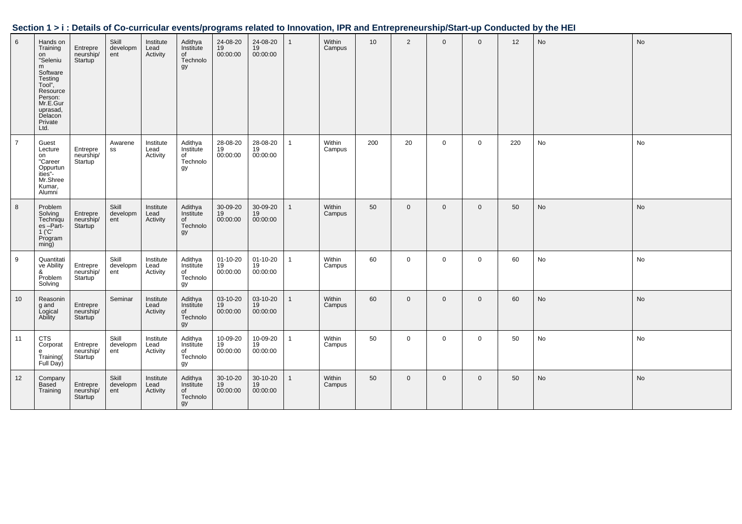## Section 1 > i : Details of Co-curricular events/programs related to Innovation, IPR and Entrepreneurship/Start-up Conducted by the HEI

| | | | | | | | | | | | | | | | | |
|---|---|---|---|---|---|---|---|---|---|---|---|---|---|---|---|---|
| 6 | Hands on Training on "Selenium Software Testing Tool", Resource Person: Mr.E.Guruprasad, Delacon Private Ltd. | Entrepreneurship/Startup | Skill development | Institute Lead Activity | Adithya Institute of Technology | 24-08-2019 00:00:00 | 24-08-2019 00:00:00 | 1 | Within Campus | 10 | 2 | 0 | 0 | 12 | No | No |
| 7 | Guest Lecture on "Career Oppurtunities"-Mr.Shree Kumar, Alumni | Entrepreneurship/Startup | Awareness | Institute Lead Activity | Adithya Institute of Technology | 28-08-2019 00:00:00 | 28-08-2019 00:00:00 | 1 | Within Campus | 200 | 20 | 0 | 0 | 220 | No | No |
| 8 | Problem Solving Techniques –Part-1 ('C' Programming) | Entrepreneurship/Startup | Skill development | Institute Lead Activity | Adithya Institute of Technology | 30-09-2019 00:00:00 | 30-09-2019 00:00:00 | 1 | Within Campus | 50 | 0 | 0 | 0 | 50 | No | No |
| 9 | Quantitative Ability & Problem Solving | Entrepreneurship/Startup | Skill development | Institute Lead Activity | Adithya Institute of Technology | 01-10-2019 00:00:00 | 01-10-2019 00:00:00 | 1 | Within Campus | 60 | 0 | 0 | 0 | 60 | No | No |
| 10 | Reasoning and Logical Ability | Entrepreneurship/Startup | Seminar | Institute Lead Activity | Adithya Institute of Technology | 03-10-2019 00:00:00 | 03-10-2019 00:00:00 | 1 | Within Campus | 60 | 0 | 0 | 0 | 60 | No | No |
| 11 | CTS Corporate Training( Full Day) | Entrepreneurship/Startup | Skill development | Institute Lead Activity | Adithya Institute of Technology | 10-09-2019 00:00:00 | 10-09-2019 00:00:00 | 1 | Within Campus | 50 | 0 | 0 | 0 | 50 | No | No |
| 12 | Company Based Training | Entrepreneurship/Startup | Skill development | Institute Lead Activity | Adithya Institute of Technology | 30-10-2019 00:00:00 | 30-10-2019 00:00:00 | 1 | Within Campus | 50 | 0 | 0 | 0 | 50 | No | No |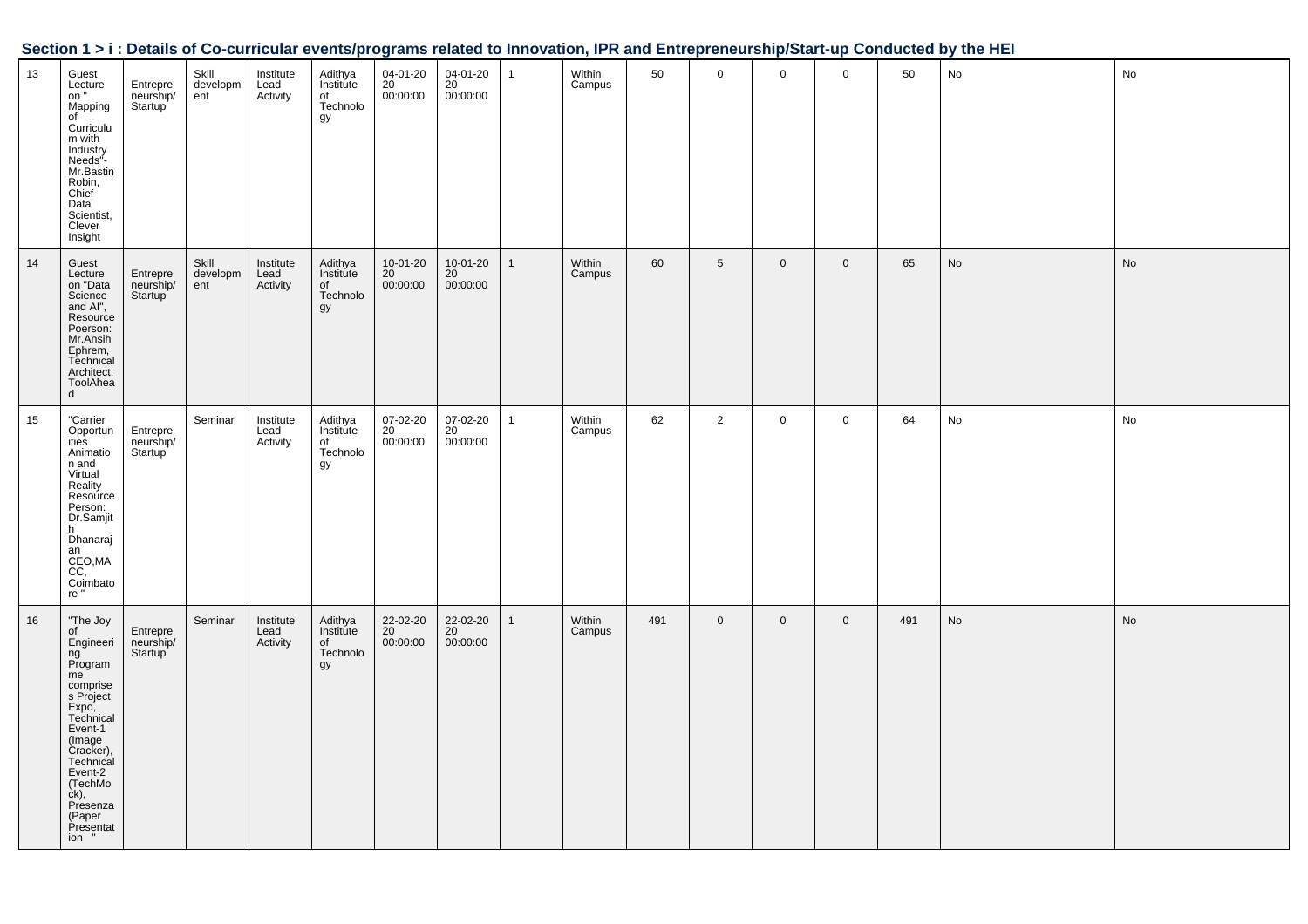## Section 1 > i : Details of Co-curricular events/programs related to Innovation, IPR and Entrepreneurship/Start-up Conducted by the HEI

| | | | | | | | | | | | | | | | | |
|---|---|---|---|---|---|---|---|---|---|---|---|---|---|---|---|---|
| 13 | Guest Lecture on " Mapping of Curriculum with Industry Needs"- Mr.Bastin Robin, Chief Data Scientist, Clever Insight | Entrepreneurship/ Startup | Skill development | Institute Lead Activity | Adithya Institute of Technology | 04-01-2020 00:00:00 | 04-01-2020 00:00:00 | 1 | Within Campus | 50 | 0 | 0 | 0 | 50 | No | No |
| 14 | Guest Lecture on "Data Science and AI", Resource Poerson: Mr.Ansih Ephrem, Technical Architect, ToolAhead | Entrepreneurship/ Startup | Skill development | Institute Lead Activity | Adithya Institute of Technology | 10-01-2020 00:00:00 | 10-01-2020 00:00:00 | 1 | Within Campus | 60 | 5 | 0 | 0 | 65 | No | No |
| 15 | "Carrier Opportunities Animation and Virtual Reality Resource Person: Dr.Samjith Dhanarajan CEO,MACC, Coimbatore " | Entrepreneurship/ Startup | Seminar | Institute Lead Activity | Adithya Institute of Technology | 07-02-2020 00:00:00 | 07-02-2020 00:00:00 | 1 | Within Campus | 62 | 2 | 0 | 0 | 64 | No | No |
| 16 | "The Joy of Engineering Programme comprises Project Expo, Technical Event-1 (Image Cracker), Technical Event-2 (TechMock), Presenza (Paper Presentation " | Entrepreneurship/ Startup | Seminar | Institute Lead Activity | Adithya Institute of Technology | 22-02-2020 00:00:00 | 22-02-2020 00:00:00 | 1 | Within Campus | 491 | 0 | 0 | 0 | 491 | No | No |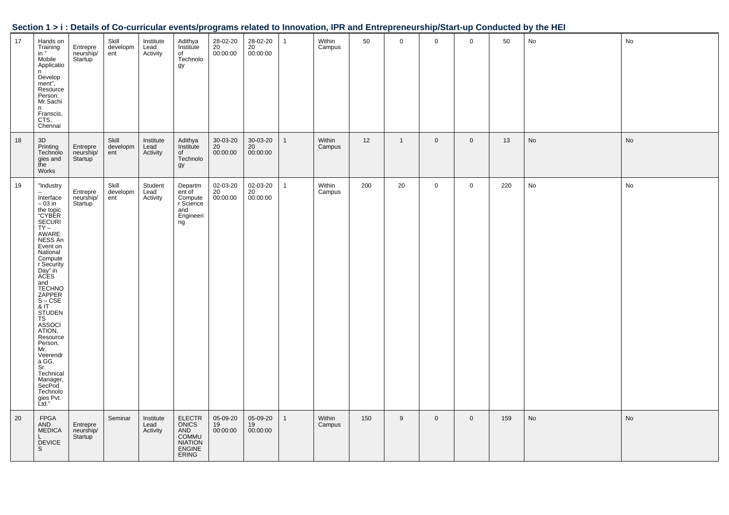## Section 1 > i : Details of Co-curricular events/programs related to Innovation, IPR and Entrepreneurship/Start-up Conducted by the HEI

| | | | | | | | | | | | | | | | | |
|---|---|---|---|---|---|---|---|---|---|---|---|---|---|---|---|---|
| 17 | Hands on Training in " Mobile Application Development", Resource Person: Mr.Sachin Franscis, CTS, Chennai | Entrepreneurship/ Startup | Skill development | Institute Lead Activity | Adithya Institute of Technology | 28-02-2020 00:00:00 | 28-02-2020 00:00:00 | 1 | Within Campus | 50 | 0 | 0 | 0 | 50 | No | No |
| 18 | 3D Printing Technologies and the Works | Entrepreneurship/ Startup | Skill development | Institute Lead Activity | Adithya Institute of Technology | 30-03-2020 00:00:00 | 30-03-2020 00:00:00 | 1 | Within Campus | 12 | 1 | 0 | 0 | 13 | No | No |
| 19 | "Industry – Interface – 03 in the topic "CYBER SECURITY – AWARENESS An Event on National Computer Security Day" in ACES and TECHNOZAPPERS – CSE & IT STUDENTS ASSOCIATION, Resource Person, Mr. Veerendra GG, Sr. Technical Manager, SecPod Technologies Pvt. Ltd." | Entrepreneurship/ Startup | Skill development | Student Lead Activity | Department of Computer Science and Engineering | 02-03-2020 00:00:00 | 02-03-2020 00:00:00 | 1 | Within Campus | 200 | 20 | 0 | 0 | 220 | No | No |
| 20 | FPGA AND MEDICAL DEVICES | Entrepreneurship/ Startup | Seminar | Institute Lead Activity | ELECTRONICS AND COMMUNIATION ENGINEERING | 05-09-2019 00:00:00 | 05-09-2019 00:00:00 | 1 | Within Campus | 150 | 9 | 0 | 0 | 159 | No | No |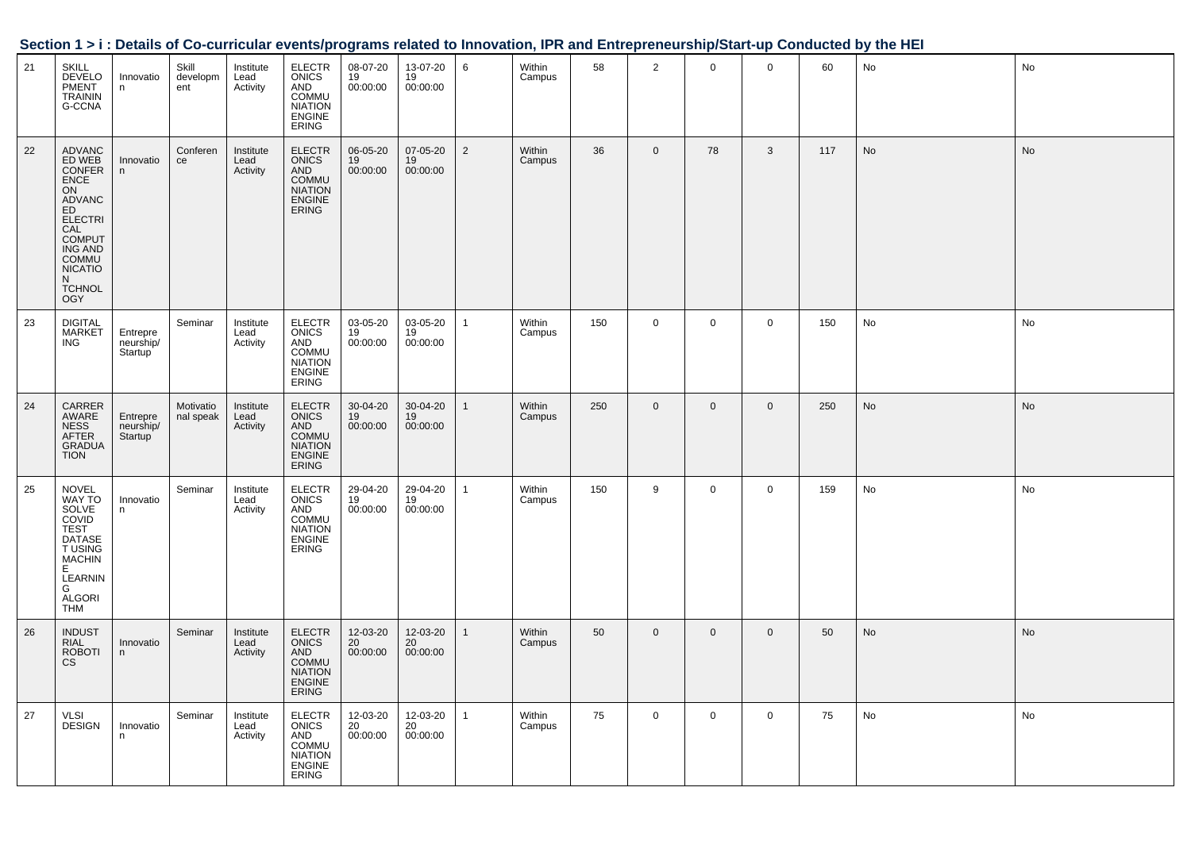## Section 1 > i : Details of Co-curricular events/programs related to Innovation, IPR and Entrepreneurship/Start-up Conducted by the HEI

| | | | | | | | | | | | | | | | | |
|---|---|---|---|---|---|---|---|---|---|---|---|---|---|---|---|---|
| 21 | SKILL DEVELOPMENT TRAINING-CCNA | Innovation | Skill development | Institute Lead Activity | ELECTRONICS AND COMMUNIATION ENGINEERING | 08-07-2019 00:00:00 | 13-07-2019 00:00:00 | 6 | Within Campus | 58 | 2 | 0 | 0 | 60 | No | No |
| 22 | ADVANCED WEB CONFERENCE ON ADVANCED ELECTRICAL COMPUTING AND COMMUNICATION TCHNOLOGY | Innovation | Conference | Institute Lead Activity | ELECTRONICS AND COMMUNIATION ENGINEERING | 06-05-2019 00:00:00 | 07-05-2019 00:00:00 | 2 | Within Campus | 36 | 0 | 78 | 3 | 117 | No | No |
| 23 | DIGITAL MARKETING | Entrepreneurship/ Startup | Seminar | Institute Lead Activity | ELECTRONICS AND COMMUNIATION ENGINEERING | 03-05-2019 00:00:00 | 03-05-2019 00:00:00 | 1 | Within Campus | 150 | 0 | 0 | 0 | 150 | No | No |
| 24 | CARRER AWARENESS AFTER GRADUATION | Entrepreneurship/ Startup | Motivational speak | Institute Lead Activity | ELECTRONICS AND COMMUNIATION ENGINEERING | 30-04-2019 00:00:00 | 30-04-2019 00:00:00 | 1 | Within Campus | 250 | 0 | 0 | 0 | 250 | No | No |
| 25 | NOVEL WAY TO SOLVE COVID TEST DATASET USING MACHINE LEARNING ALGORITHM | Innovation | Seminar | Institute Lead Activity | ELECTRONICS AND COMMUNIATION ENGINEERING | 29-04-2019 00:00:00 | 29-04-2019 00:00:00 | 1 | Within Campus | 150 | 9 | 0 | 0 | 159 | No | No |
| 26 | INDUSTRIAL ROBOTICS | Innovation | Seminar | Institute Lead Activity | ELECTRONICS AND COMMUNIATION ENGINEERING | 12-03-2020 00:00:00 | 12-03-2020 00:00:00 | 1 | Within Campus | 50 | 0 | 0 | 0 | 50 | No | No |
| 27 | VLSI DESIGN | Innovation | Seminar | Institute Lead Activity | ELECTRONICS AND COMMUNIATION ENGINEERING | 12-03-2020 00:00:00 | 12-03-2020 00:00:00 | 1 | Within Campus | 75 | 0 | 0 | 0 | 75 | No | No |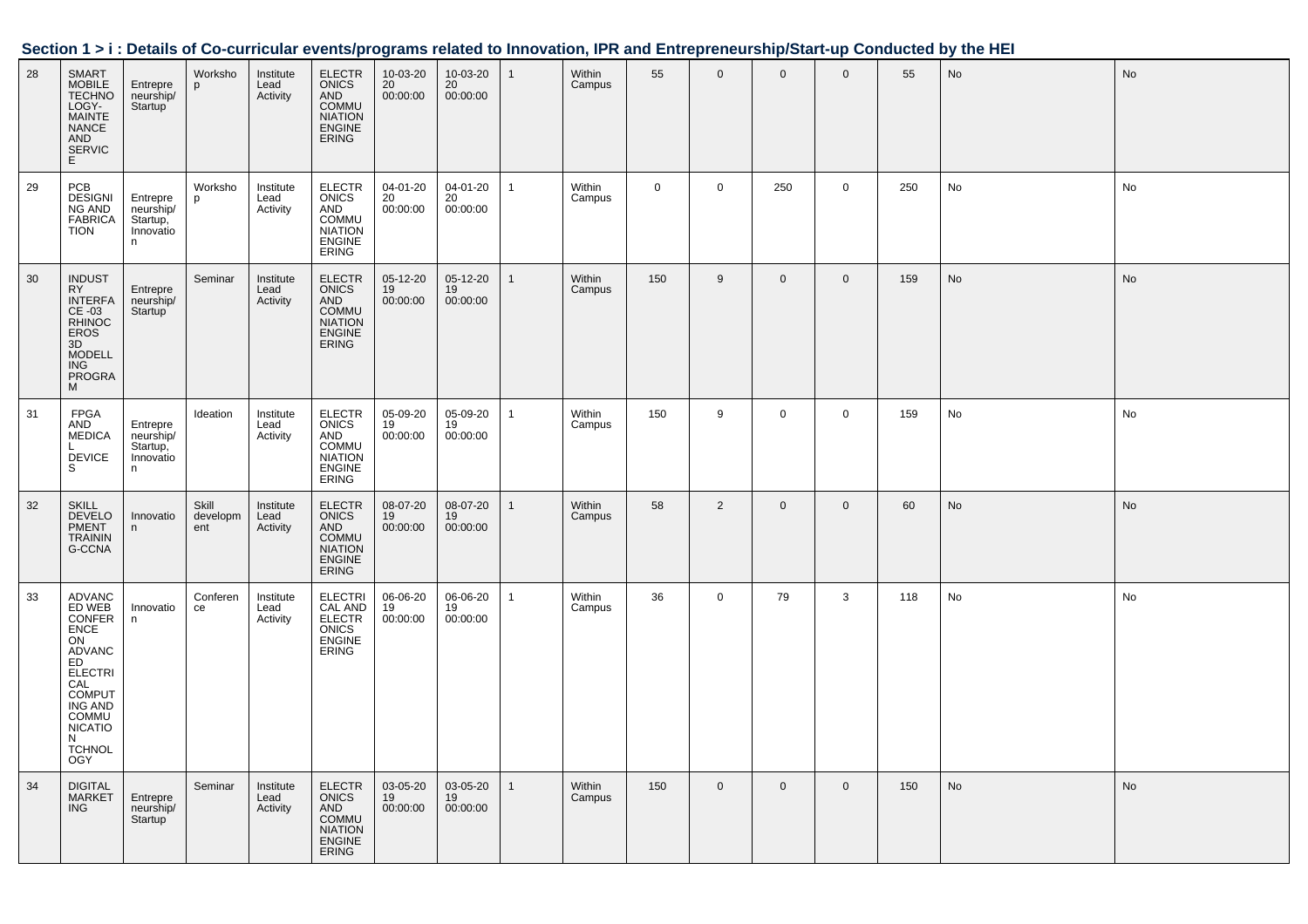## Section 1 > i : Details of Co-curricular events/programs related to Innovation, IPR and Entrepreneurship/Start-up Conducted by the HEI

| | | | | | | | | | | | | | | | | |
|---|---|---|---|---|---|---|---|---|---|---|---|---|---|---|---|---|
| 28 | SMART MOBILE TECHNOLOGY-MAINTENANCE AND SERVICE | Entrepreneurship/ Startup | Workshop | Institute Lead Activity | ELECTRONICS AND COMMUNIATION ENGINEERING | 10-03-2020 00:00:00 | 10-03-2020 00:00:00 | 1 | Within Campus | 55 | 0 | 0 | 0 | 55 | No | No |
| 29 | PCB DESIGNING AND FABRICATION | Entrepreneurship/ Startup, Innovation | Workshop | Institute Lead Activity | ELECTRONICS AND COMMUNIATION ENGINEERING | 04-01-2020 00:00:00 | 04-01-2020 00:00:00 | 1 | Within Campus | 0 | 0 | 250 | 0 | 250 | No | No |
| 30 | INDUSTRY INTERFACE -03 RHINOCEROS 3D MODELLING PROGRAM | Entrepreneurship/ Startup | Seminar | Institute Lead Activity | ELECTRONICS AND COMMUNIATION ENGINEERING | 05-12-2019 00:00:00 | 05-12-2019 00:00:00 | 1 | Within Campus | 150 | 9 | 0 | 0 | 159 | No | No |
| 31 | FPGA AND MEDICAL DEVICES | Entrepreneurship/ Startup, Innovation | Ideation | Institute Lead Activity | ELECTRONICS AND COMMUNIATION ENGINEERING | 05-09-2019 00:00:00 | 05-09-2019 00:00:00 | 1 | Within Campus | 150 | 9 | 0 | 0 | 159 | No | No |
| 32 | SKILL DEVELOPMENT TRAINING-CCNA | Innovation | Skill development | Institute Lead Activity | ELECTRONICS AND COMMUNIATION ENGINEERING | 08-07-2019 00:00:00 | 08-07-2019 00:00:00 | 1 | Within Campus | 58 | 2 | 0 | 0 | 60 | No | No |
| 33 | ADVANCED WEB CONFERENCE ON ADVANCED ELECTRICAL COMPUTING AND COMMUNICATION TCHNOLOGY | Innovation | Conference | Institute Lead Activity | ELECTRICAL AND ELECTRONICS ENGINEERING | 06-06-2019 00:00:00 | 06-06-2019 00:00:00 | 1 | Within Campus | 36 | 0 | 79 | 3 | 118 | No | No |
| 34 | DIGITAL MARKETING | Entrepreneurship/ Startup | Seminar | Institute Lead Activity | ELECTRONICS AND COMMUNIATION ENGINEERING | 03-05-2019 00:00:00 | 03-05-2019 00:00:00 | 1 | Within Campus | 150 | 0 | 0 | 0 | 150 | No | No |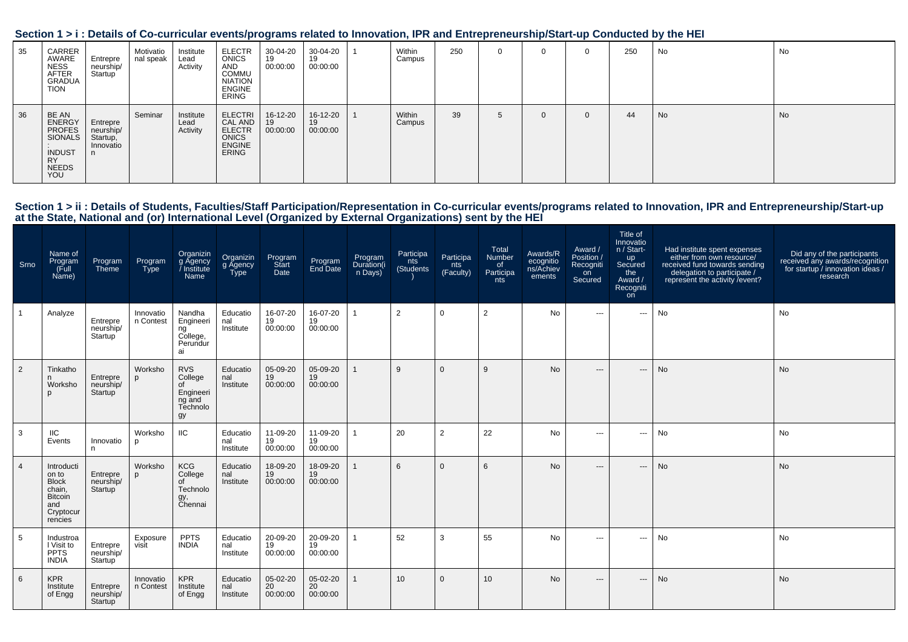## Section 1 > i : Details of Co-curricular events/programs related to Innovation, IPR and Entrepreneurship/Start-up Conducted by the HEI

| | | | | | | | | | | | | | | | | |
|---|---|---|---|---|---|---|---|---|---|---|---|---|---|---|---|---|
| 35 | CARRER AWARENESS AFTER GRADUATION | Entrepreneurship/ Startup | Motivational speak | Institute Lead Activity | ELECTRONICS AND COMMUNIATION ENGINEERING | 30-04-2019 00:00:00 | 30-04-2019 00:00:00 | 1 | Within Campus | 250 | 0 | 0 | 0 | 250 | No | No |
| 36 | BE AN ENERGY PROFESSIONALS : INDUSTRY NEEDS YOU | Entrepreneurship/ Startup, Innovation | Seminar | Institute Lead Activity | ELECTRICAL AND ELECTRONICS ENGINEERING | 16-12-2019 00:00:00 | 16-12-2019 00:00:00 | 1 | Within Campus | 39 | 5 | 0 | 0 | 44 | No | No |

## Section 1 > ii : Details of Students, Faculties/Staff Participation/Representation in Co-curricular events/programs related to Innovation, IPR and Entrepreneurship/Start-up at the State, National and (or) International Level (Organized by External Organizations) sent by the HEI

| Srno | Name of Program (Full Name) | Program Theme | Program Type | Organizing Agency / Institute Name | Organizing Agency Type | Program Start Date | Program End Date | Program Duration(in Days) | Participants (Students) | Participants (Faculty) | Total Number of Participants | Awards/Recognitions/Achievements | Award / Position / Recognition Secured | Title of Innovation / Start-up Secured the Award / Recognition | Had institute spent expenses either from own resource/ received fund towards sending delegation to participate / represent the activity /event? | Did any of the participants received any awards/recognition for startup / innovation ideas / research |
|---|---|---|---|---|---|---|---|---|---|---|---|---|---|---|---|---|
| 1 | Analyze | Entrepreneurship/ Startup | Innovation Contest | Nandha Engineering College, Perundurai | Educational Institute | 16-07-2019 00:00:00 | 16-07-2019 00:00:00 | 1 | 2 | 0 | 2 | No | --- | --- | No | No |
| 2 | Tinkathon Workshop | Entrepreneurship/ Startup | Workshop | RVS College of Engineering and Technology | Educational Institute | 05-09-2019 00:00:00 | 05-09-2019 00:00:00 | 1 | 9 | 0 | 9 | No | --- | --- | No | No |
| 3 | IIC Events | Innovation | Workshop | IIC | Educational Institute | 11-09-2019 00:00:00 | 11-09-2019 00:00:00 | 1 | 20 | 2 | 22 | No | --- | --- | No | No |
| 4 | Introduction to Block chain, Bitcoin and Cryptocurrencies | Entrepreneurship/ Startup | Workshop | KCG College of Technology, Chennai | Educational Institute | 18-09-2019 00:00:00 | 18-09-2019 00:00:00 | 1 | 6 | 0 | 6 | No | --- | --- | No | No |
| 5 | Industroal Visit to PPTS INDIA | Entrepreneurship/ Startup | Exposure visit | PPTS INDIA | Educational Institute | 20-09-2019 00:00:00 | 20-09-2019 00:00:00 | 1 | 52 | 3 | 55 | No | --- | --- | No | No |
| 6 | KPR Institute of Engg | Entrepreneurship/ Startup | Innovation Contest | KPR Institute of Engg | Educational Institute | 05-02-2020 00:00:00 | 05-02-2020 00:00:00 | 1 | 10 | 0 | 10 | No | --- | --- | No | No |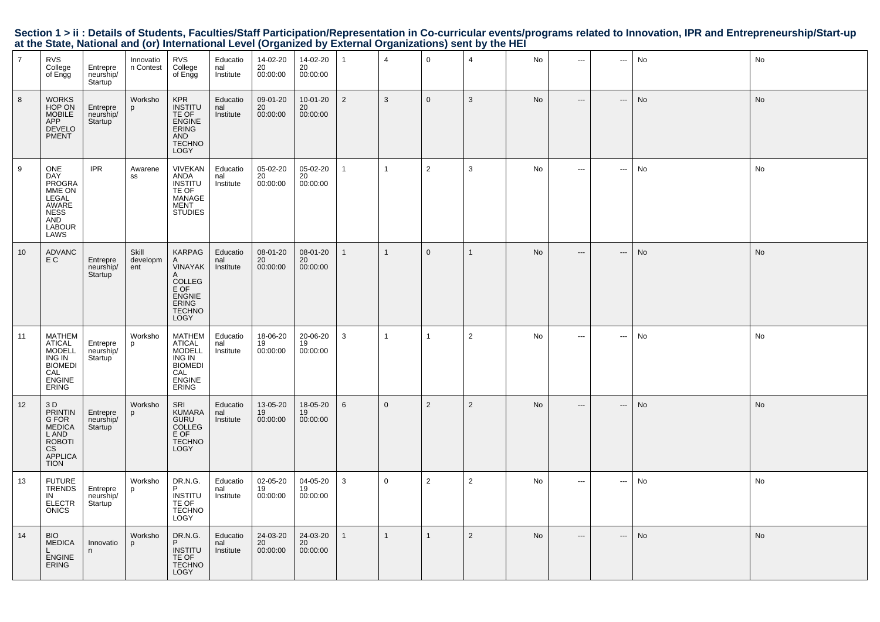**Section 1 > ii : Details of Students, Faculties/Staff Participation/Representation in Co-curricular events/programs related to Innovation, IPR and Entrepreneurship/Start-up at the State, National and (or) International Level (Organized by External Organizations) sent by the HEI**

| | | | | | | | | | | | | | | | | |
|---|---|---|---|---|---|---|---|---|---|---|---|---|---|---|---|---|
| 7 | RVS College of Engg | Entrepreneurship/ Startup | Innovation Contest | RVS College of Engg | Educational Institute | 14-02-2020 00:00:00 | 14-02-2020 00:00:00 | 1 | 4 | 0 | 4 | No | --- | --- | No | No |
| 8 | WORKSHOP ON MOBILE APP DEVELOPMENT | Entrepreneurship/ Startup | Workshop | KPR INSTITUTE OF ENGINEERING AND TECHNOLOGY | Educational Institute | 09-01-2020 00:00:00 | 10-01-2020 00:00:00 | 2 | 3 | 0 | 3 | No | --- | --- | No | No |
| 9 | ONE DAY PROGRAMME ON LEGAL AWARENESS AND LABOUR LAWS | IPR | Awareness | VIVEKANANDA INSTITUTE OF MANAGEMENT STUDIES | Educational Institute | 05-02-2020 00:00:00 | 05-02-2020 00:00:00 | 1 | 1 | 2 | 3 | No | --- | --- | No | No |
| 10 | ADVANCE C | Entrepreneurship/ Startup | Skill development | KARPAGA VINAYAKA COLLEGE OF ENGNIEERING TECHNOLOGY | Educational Institute | 08-01-2020 00:00:00 | 08-01-2020 00:00:00 | 1 | 1 | 0 | 1 | No | --- | --- | No | No |
| 11 | MATHEMATICAL MODELLING IN BIOMEDICAL ENGINEERING | Entrepreneurship/ Startup | Workshop | MATHEMATICAL MODELLING IN BIOMEDICAL ENGINEERING | Educational Institute | 18-06-2019 00:00:00 | 20-06-2019 00:00:00 | 3 | 1 | 1 | 2 | No | --- | --- | No | No |
| 12 | 3 D PRINTING FOR MEDICAL AND ROBOTICS APPLICATION | Entrepreneurship/ Startup | Workshop | SRI KUMARA GURU COLLEGE OF TECHNOLOGY | Educational Institute | 13-05-2019 00:00:00 | 18-05-2019 00:00:00 | 6 | 0 | 2 | 2 | No | --- | --- | No | No |
| 13 | FUTURE TRENDS IN ELECTRONICS | Entrepreneurship/ Startup | Workshop | DR.N.G.P INSTITUTE OF TECHNOLOGY | Educational Institute | 02-05-2019 00:00:00 | 04-05-2019 00:00:00 | 3 | 0 | 2 | 2 | No | --- | --- | No | No |
| 14 | BIO MEDICAL ENGINEERING | Innovation | Workshop | DR.N.G.P INSTITUTE OF TECHNOLOGY | Educational Institute | 24-03-2020 00:00:00 | 24-03-2020 00:00:00 | 1 | 1 | 1 | 2 | No | --- | --- | No | No |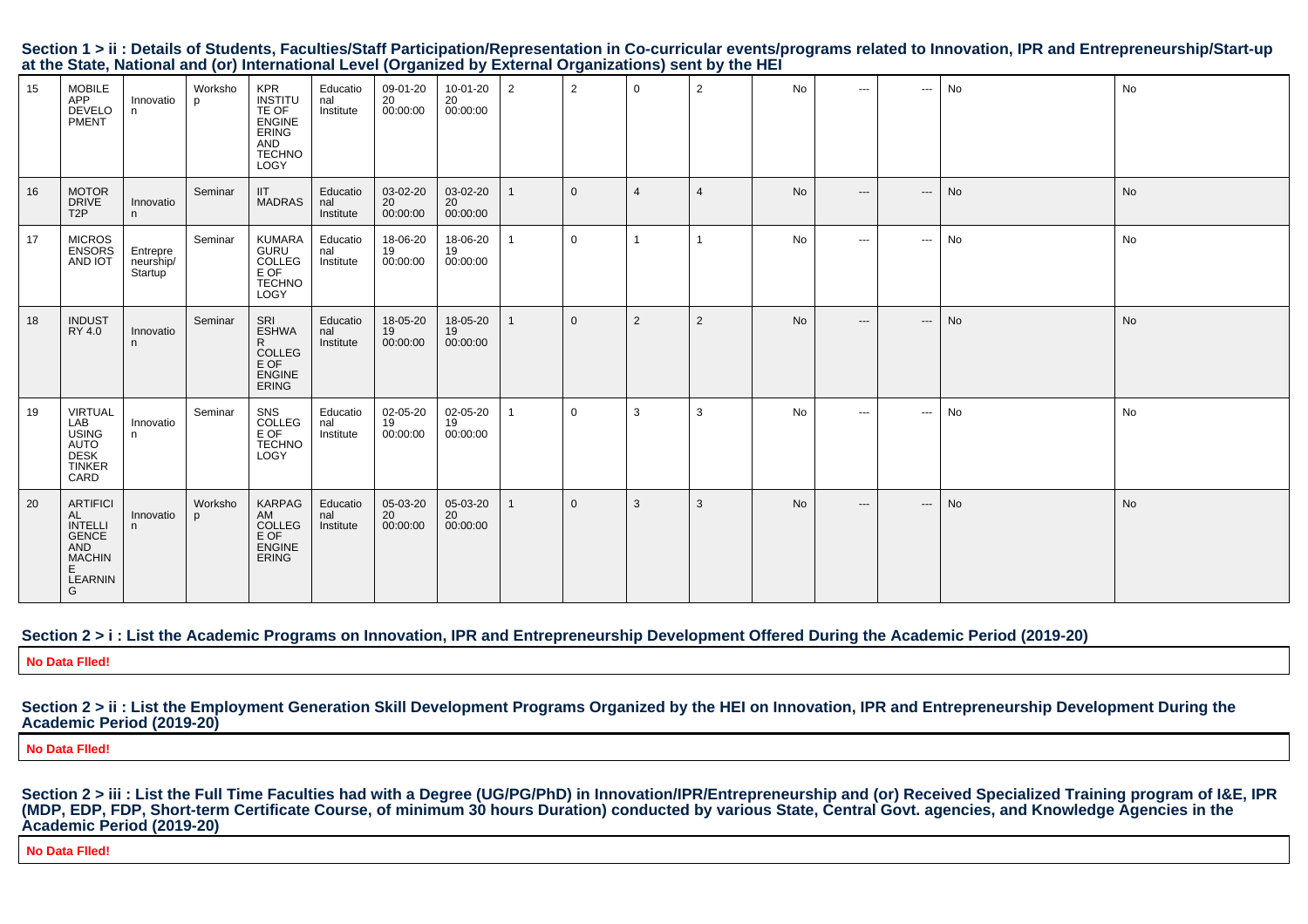### Section 1 > ii : Details of Students, Faculties/Staff Participation/Representation in Co-curricular events/programs related to Innovation, IPR and Entrepreneurship/Start-up at the State, National and (or) International Level (Organized by External Organizations) sent by the HEI

| | | | | | | | | | | | | | | | |
|---|---|---|---|---|---|---|---|---|---|---|---|---|---|---|---|
| 15 | MOBILE APP DEVELOPMENT | Innovation | Workshop | KPR INSTITUTE OF ENGINEERING AND TECHNOLOGY | Educational Institute | 09-01-2020 00:00:00 | 10-01-2020 00:00:00 | 2 | 2 | 0 | 2 | No | --- | --- | No | No |
| 16 | MOTOR DRIVE T2P | Innovation | Seminar | IIT MADRAS | Educational Institute | 03-02-2020 00:00:00 | 03-02-2020 00:00:00 | 1 | 0 | 4 | 4 | No | --- | --- | No | No |
| 17 | MICROSENSORS AND IOT | Entrepreneurship/Startup | Seminar | KUMARAGURU COLLEGE OF TECHNOLOGY | Educational Institute | 18-06-2019 00:00:00 | 18-06-2019 00:00:00 | 1 | 0 | 1 | 1 | No | --- | --- | No | No |
| 18 | INDUSTRY 4.0 | Innovation | Seminar | SRI ESHWAR COLLEGE OF ENGINEERING | Educational Institute | 18-05-2019 00:00:00 | 18-05-2019 00:00:00 | 1 | 0 | 2 | 2 | No | --- | --- | No | No |
| 19 | VIRTUAL LAB USING AUTO DESK TINKER CARD | Innovation | Seminar | SNS COLLEGE OF TECHNOLOGY | Educational Institute | 02-05-2019 00:00:00 | 02-05-2019 00:00:00 | 1 | 0 | 3 | 3 | No | --- | --- | No | No |
| 20 | ARTIFICIAL INTELLIGENCE AND MACHINE LEARNING | Innovation | Workshop | KARPAGAM COLLEGE OF ENGINEERING | Educational Institute | 05-03-2020 00:00:00 | 05-03-2020 00:00:00 | 1 | 0 | 3 | 3 | No | --- | --- | No | No |

### Section 2 > i : List the Academic Programs on Innovation, IPR and Entrepreneurship Development Offered During the Academic Period (2019-20)

**No Data FIled!**

### Section 2 > ii : List the Employment Generation Skill Development Programs Organized by the HEI on Innovation, IPR and Entrepreneurship Development During the Academic Period (2019-20)

**No Data FIled!**

### Section 2 > iii : List the Full Time Faculties had with a Degree (UG/PG/PhD) in Innovation/IPR/Entrepreneurship and (or) Received Specialized Training program of I&E, IPR (MDP, EDP, FDP, Short-term Certificate Course, of minimum 30 hours Duration) conducted by various State, Central Govt. agencies, and Knowledge Agencies in the Academic Period (2019-20)

**No Data FIled!**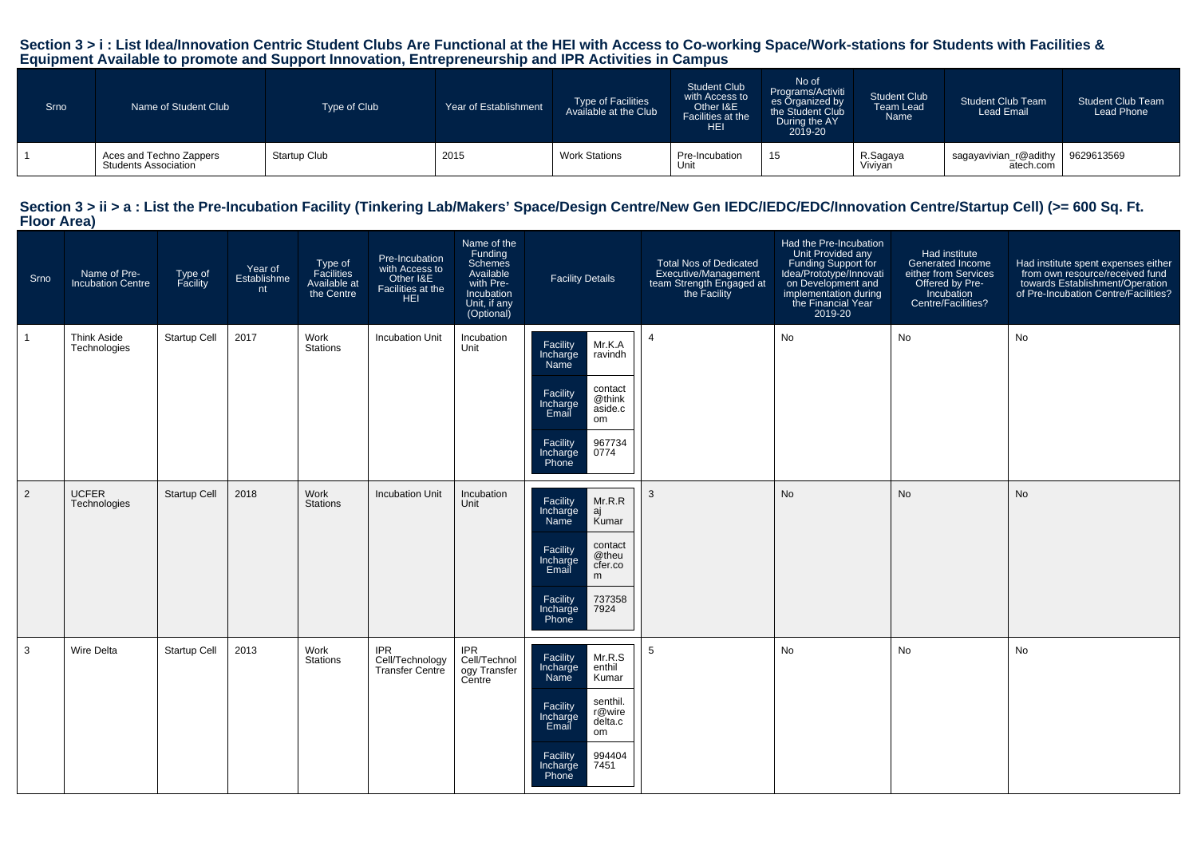## Section 3 > i : List Idea/Innovation Centric Student Clubs Are Functional at the HEI with Access to Co-working Space/Work-stations for Students with Facilities & Equipment Available to promote and Support Innovation, Entrepreneurship and IPR Activities in Campus

| Srno | Name of Student Club | Type of Club | Year of Establishment | Type of Facilities Available at the Club | Student Club with Access to Other I&E Facilities at the HEI | No of Programs/Activities Organized by the Student Club During the AY 2019-20 | Student Club Team Lead Name | Student Club Team Lead Email | Student Club Team Lead Phone |
|---|---|---|---|---|---|---|---|---|---|
| 1 | Aces and Techno Zappers Students Association | Startup Club | 2015 | Work Stations | Pre-Incubation Unit | 15 | R.Sagaya Viviyan | sagayavivian_r@adithyatech.com | 9629613569 |

## Section 3 > ii > a : List the Pre-Incubation Facility (Tinkering Lab/Makers' Space/Design Centre/New Gen IEDC/IEDC/EDC/Innovation Centre/Startup Cell) (>= 600 Sq. Ft. Floor Area)

| Srno | Name of Pre-Incubation Centre | Type of Facility | Year of Establishment | Type of Facilities Available at the Centre | Pre-Incubation with Access to Other I&E Facilities at the HEI | Name of the Funding Schemes Available with Pre-Incubation Unit, if any (Optional) | Facility Details | Total Nos of Dedicated Executive/Management team Strength Engaged at the Facility | Had the Pre-Incubation Unit Provided any Funding Support for Idea/Prototype/Innovation on Development and implementation during the Financial Year 2019-20 | Had institute Generated Income either from Services Offered by Pre-Incubation Centre/Facilities? | Had institute spent expenses either from own resource/received fund towards Establishment/Operation of Pre-Incubation Centre/Facilities? |
|---|---|---|---|---|---|---|---|---|---|---|---|
| 1 | Think Aside Technologies | Startup Cell | 2017 | Work Stations | Incubation Unit | Incubation Unit | Facility Incharge Name: Mr.K.A ravindh<br>Facility Incharge Email: contact@thinkaside.com<br>Facility Incharge Phone: 9677340774 | 4 | No | No | No |
| 2 | UCFER Technologies | Startup Cell | 2018 | Work Stations | Incubation Unit | Incubation Unit | Facility Incharge Name: Mr.R.Raj Kumar<br>Facility Incharge Email: contact@theucfer.com<br>Facility Incharge Phone: 7373587924 | 3 | No | No | No |
| 3 | Wire Delta | Startup Cell | 2013 | Work Stations | IPR Cell/Technology Transfer Centre | IPR Cell/Technology Transfer Centre | Facility Incharge Name: Mr.R.Senthil Kumar<br>Facility Incharge Email: senthil.r@wiredelta.com<br>Facility Incharge Phone: 9944047451 | 5 | No | No | No |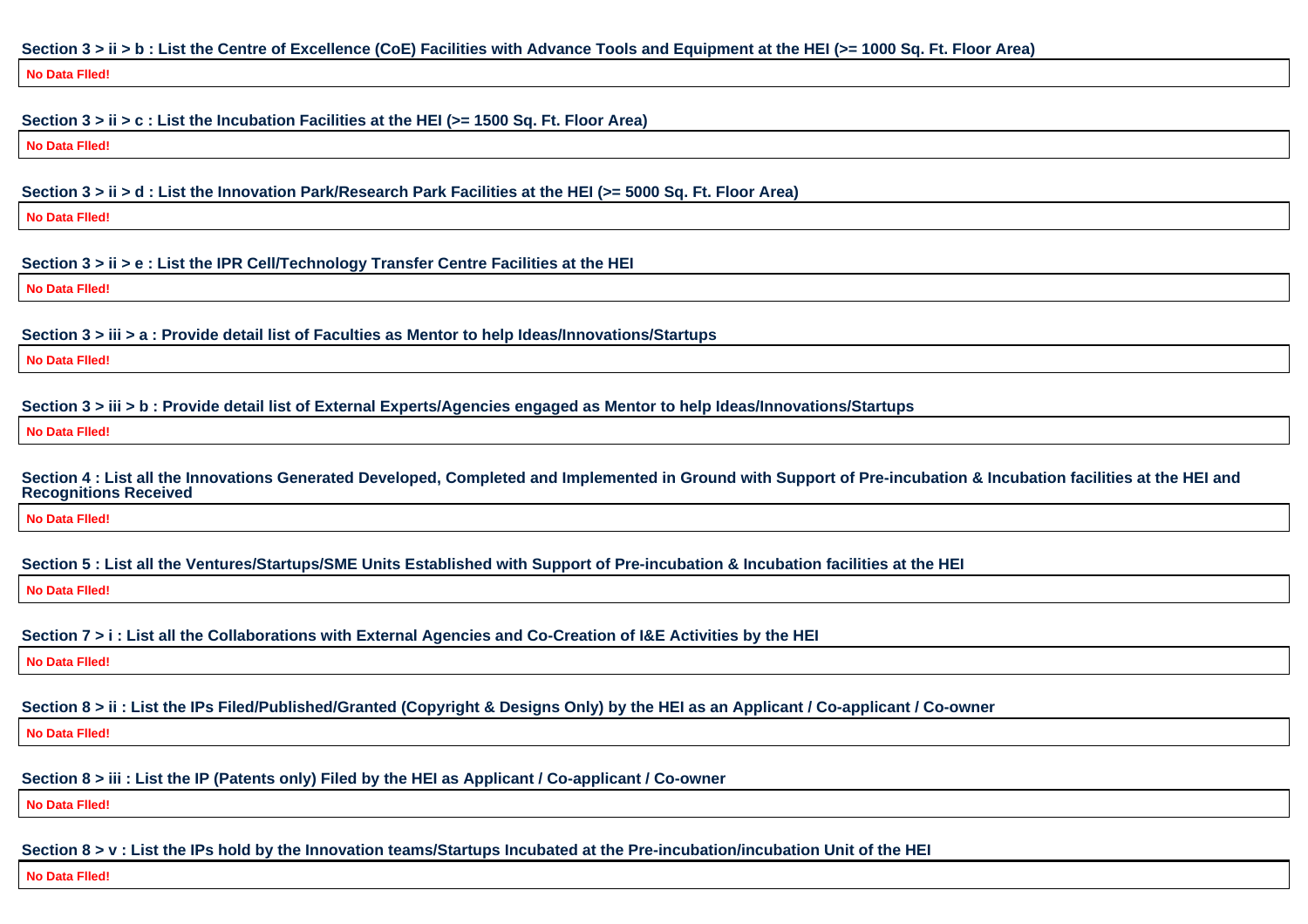**Section 3 > ii > b : List the Centre of Excellence (CoE) Facilities with Advance Tools and Equipment at the HEI (>= 1000 Sq. Ft. Floor Area)**

No Data Flled!

**Section 3 > ii > c : List the Incubation Facilities at the HEI (>= 1500 Sq. Ft. Floor Area)**

No Data Flled!

**Section 3 > ii > d : List the Innovation Park/Research Park Facilities at the HEI (>= 5000 Sq. Ft. Floor Area)**

No Data Flled!

**Section 3 > ii > e : List the IPR Cell/Technology Transfer Centre Facilities at the HEI**

No Data Flled!

**Section 3 > iii > a : Provide detail list of Faculties as Mentor to help Ideas/Innovations/Startups**

No Data Flled!

**Section 3 > iii > b : Provide detail list of External Experts/Agencies engaged as Mentor to help Ideas/Innovations/Startups**

No Data Flled!

**Section 4 : List all the Innovations Generated Developed, Completed and Implemented in Ground with Support of Pre-incubation & Incubation facilities at the HEI and Recognitions Received**

No Data Flled!

**Section 5 : List all the Ventures/Startups/SME Units Established with Support of Pre-incubation & Incubation facilities at the HEI**

No Data Flled!

**Section 7 > i : List all the Collaborations with External Agencies and Co-Creation of I&E Activities by the HEI**

No Data Flled!

**Section 8 > ii : List the IPs Filed/Published/Granted (Copyright & Designs Only) by the HEI as an Applicant / Co-applicant / Co-owner**

No Data Flled!

**Section 8 > iii : List the IP (Patents only) Filed by the HEI as Applicant / Co-applicant / Co-owner**

No Data Flled!

**Section 8 > v : List the IPs hold by the Innovation teams/Startups Incubated at the Pre-incubation/incubation Unit of the HEI**

No Data Flled!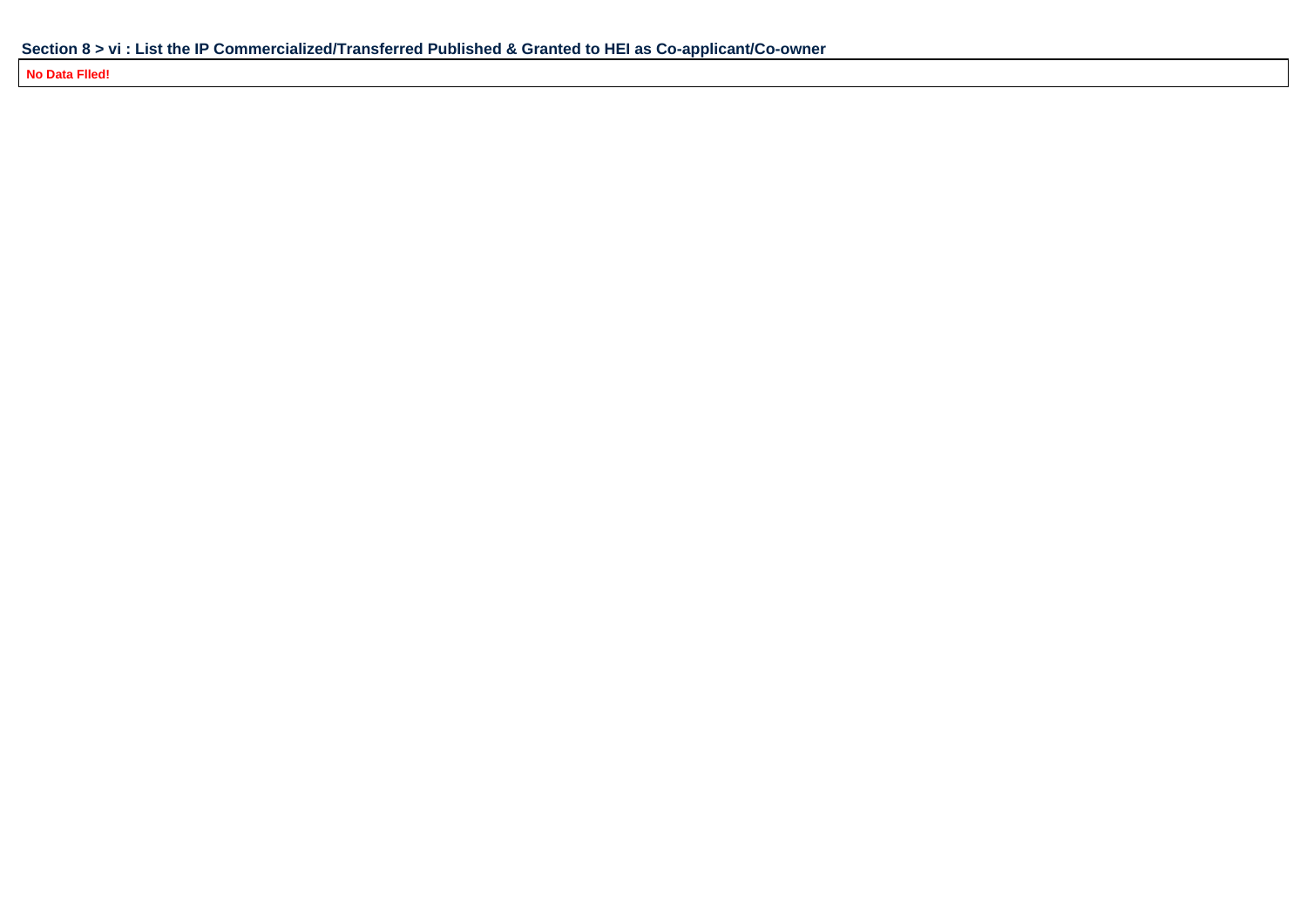**Section 8 > vi : List the IP Commercialized/Transferred Published & Granted to HEI as Co-applicant/Co-owner**

| No Data FIled! |
|---|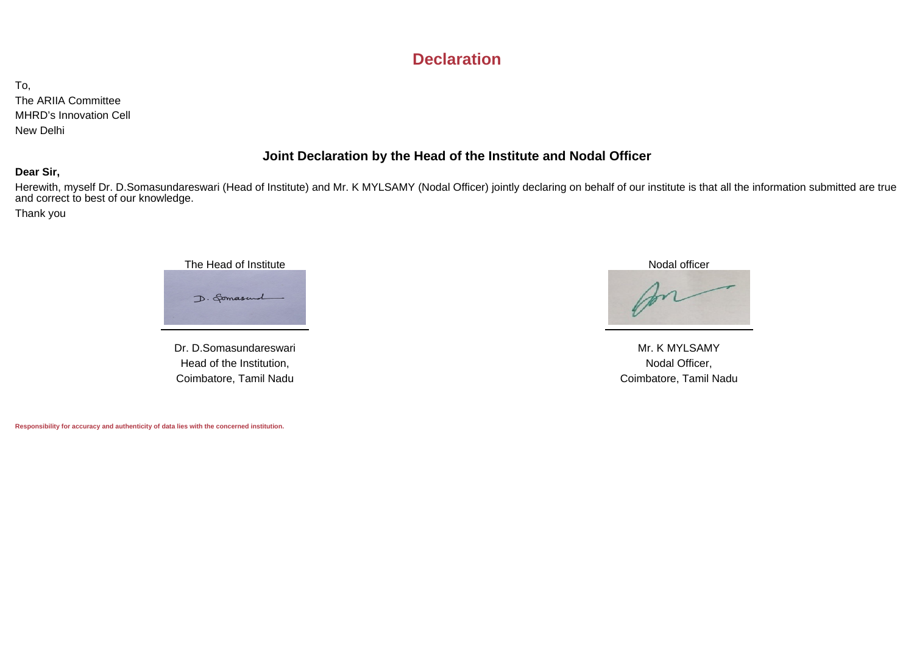# Declaration

To,
The ARIIA Committee
MHRD's Innovation Cell
New Delhi

## Joint Declaration by the Head of the Institute and Nodal Officer

**Dear Sir,**

Herewith, myself Dr. D.Somasundareswari (Head of Institute) and Mr. K MYLSAMY (Nodal Officer) jointly declaring on behalf of our institute is that all the information submitted are true and correct to best of our knowledge.

Thank you

The Head of Institute

Dr. D.Somasundareswari
Head of the Institution,
Coimbatore, Tamil Nadu

Nodal officer

Mr. K MYLSAMY
Nodal Officer,
Coimbatore, Tamil Nadu

**Responsibility for accuracy and authenticity of data lies with the concerned institution.**